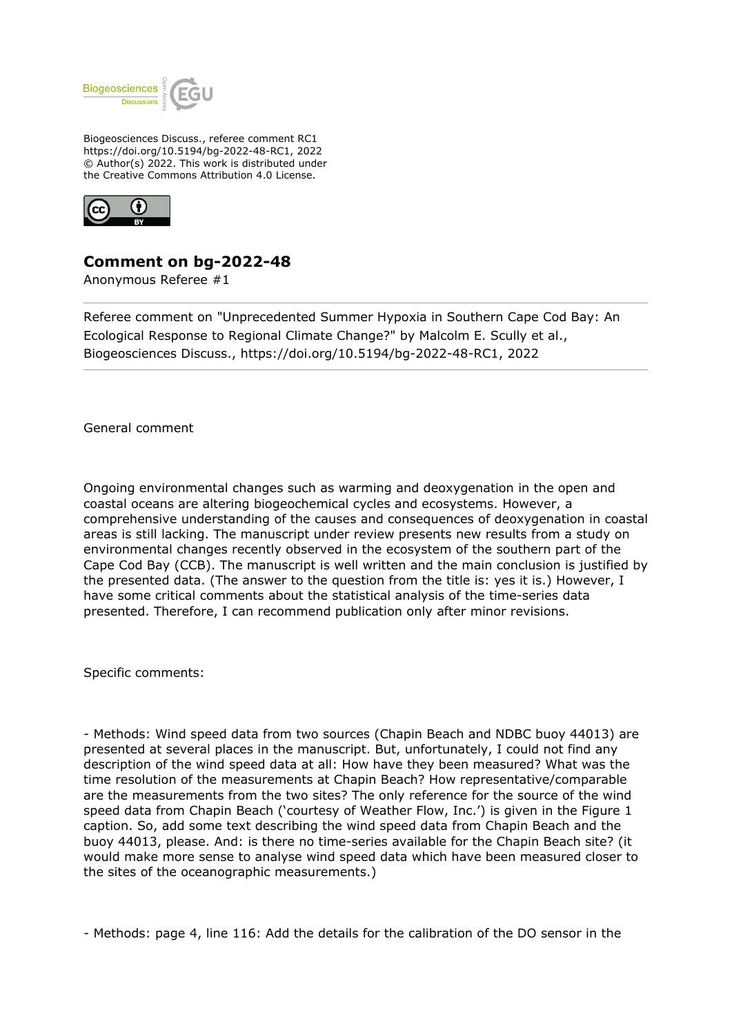Biogeosciences Discuss., referee comment RC1
https://doi.org/10.5194/bg-2022-48-RC1, 2022
© Author(s) 2022. This work is distributed under
the Creative Commons Attribution 4.0 License.

## Comment on bg-2022-48

Anonymous Referee #1

Referee comment on "Unprecedented Summer Hypoxia in Southern Cape Cod Bay: An Ecological Response to Regional Climate Change?" by Malcolm E. Scully et al., Biogeosciences Discuss., https://doi.org/10.5194/bg-2022-48-RC1, 2022

General comment

Ongoing environmental changes such as warming and deoxygenation in the open and coastal oceans are altering biogeochemical cycles and ecosystems. However, a comprehensive understanding of the causes and consequences of deoxygenation in coastal areas is still lacking. The manuscript under review presents new results from a study on environmental changes recently observed in the ecosystem of the southern part of the Cape Cod Bay (CCB). The manuscript is well written and the main conclusion is justified by the presented data. (The answer to the question from the title is: yes it is.) However, I have some critical comments about the statistical analysis of the time-series data presented. Therefore, I can recommend publication only after minor revisions.

Specific comments:

- Methods: Wind speed data from two sources (Chapin Beach and NDBC buoy 44013) are presented at several places in the manuscript. But, unfortunately, I could not find any description of the wind speed data at all: How have they been measured? What was the time resolution of the measurements at Chapin Beach? How representative/comparable are the measurements from the two sites? The only reference for the source of the wind speed data from Chapin Beach ('courtesy of Weather Flow, Inc.') is given in the Figure 1 caption. So, add some text describing the wind speed data from Chapin Beach and the buoy 44013, please. And: is there no time-series available for the Chapin Beach site? (it would make more sense to analyse wind speed data which have been measured closer to the sites of the oceanographic measurements.)

- Methods: page 4, line 116: Add the details for the calibration of the DO sensor in the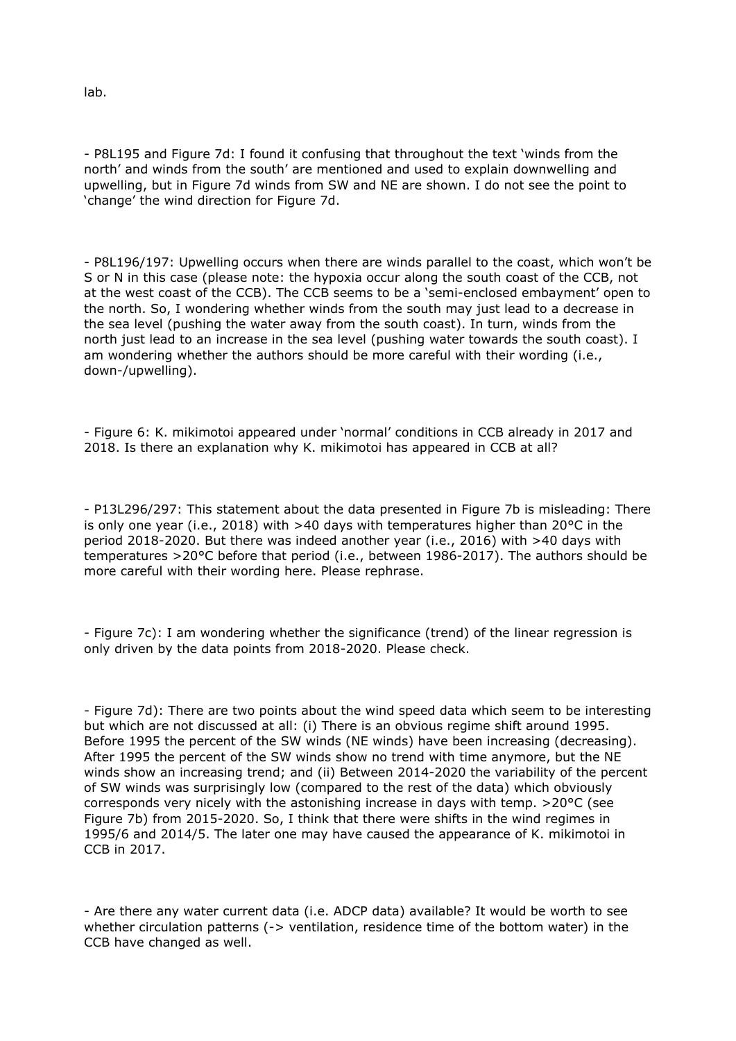lab.

- P8L195 and Figure 7d: I found it confusing that throughout the text 'winds from the north' and winds from the south' are mentioned and used to explain downwelling and upwelling, but in Figure 7d winds from SW and NE are shown. I do not see the point to 'change' the wind direction for Figure 7d.

- P8L196/197: Upwelling occurs when there are winds parallel to the coast, which won't be S or N in this case (please note: the hypoxia occur along the south coast of the CCB, not at the west coast of the CCB). The CCB seems to be a 'semi-enclosed embayment' open to the north. So, I wondering whether winds from the south may just lead to a decrease in the sea level (pushing the water away from the south coast). In turn, winds from the north just lead to an increase in the sea level (pushing water towards the south coast). I am wondering whether the authors should be more careful with their wording (i.e., down-/upwelling).

- Figure 6: K. mikimotoi appeared under 'normal' conditions in CCB already in 2017 and 2018. Is there an explanation why K. mikimotoi has appeared in CCB at all?

- P13L296/297: This statement about the data presented in Figure 7b is misleading: There is only one year (i.e., 2018) with >40 days with temperatures higher than 20°C in the period 2018-2020. But there was indeed another year (i.e., 2016) with >40 days with temperatures >20°C before that period (i.e., between 1986-2017). The authors should be more careful with their wording here. Please rephrase.

- Figure 7c): I am wondering whether the significance (trend) of the linear regression is only driven by the data points from 2018-2020. Please check.

- Figure 7d): There are two points about the wind speed data which seem to be interesting but which are not discussed at all: (i) There is an obvious regime shift around 1995. Before 1995 the percent of the SW winds (NE winds) have been increasing (decreasing). After 1995 the percent of the SW winds show no trend with time anymore, but the NE winds show an increasing trend; and (ii) Between 2014-2020 the variability of the percent of SW winds was surprisingly low (compared to the rest of the data) which obviously corresponds very nicely with the astonishing increase in days with temp. >20°C (see Figure 7b) from 2015-2020. So, I think that there were shifts in the wind regimes in 1995/6 and 2014/5. The later one may have caused the appearance of K. mikimotoi in CCB in 2017.

- Are there any water current data (i.e. ADCP data) available? It would be worth to see whether circulation patterns (-> ventilation, residence time of the bottom water) in the CCB have changed as well.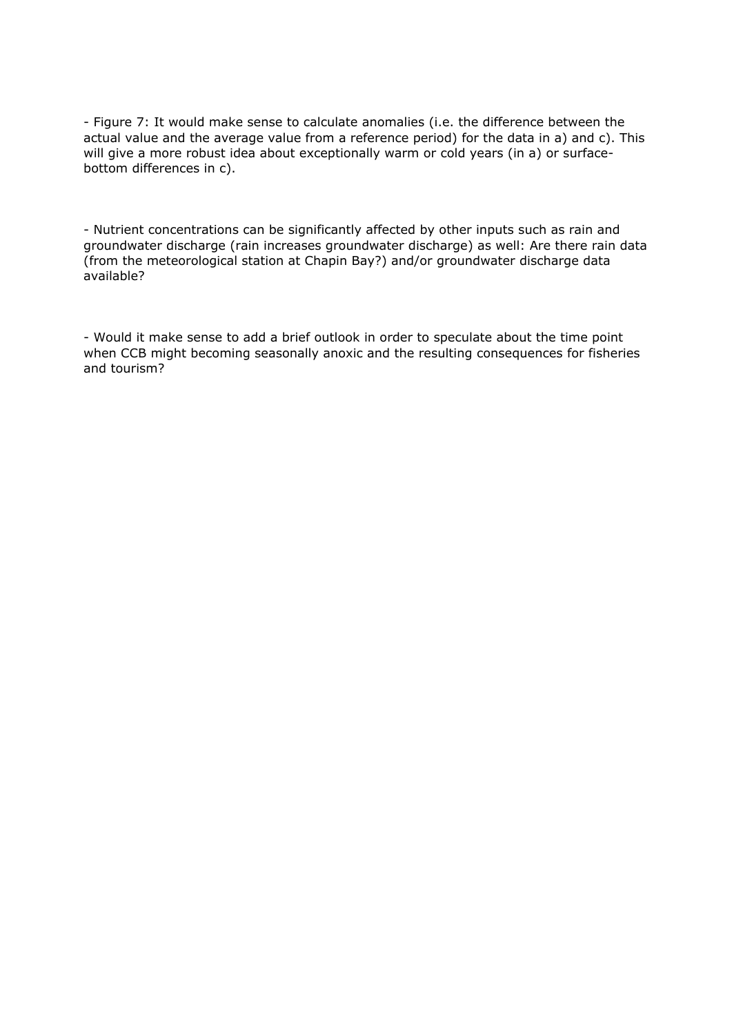- Figure 7: It would make sense to calculate anomalies (i.e. the difference between the actual value and the average value from a reference period) for the data in a) and c). This will give a more robust idea about exceptionally warm or cold years (in a) or surface-bottom differences in c).

- Nutrient concentrations can be significantly affected by other inputs such as rain and groundwater discharge (rain increases groundwater discharge) as well: Are there rain data (from the meteorological station at Chapin Bay?) and/or groundwater discharge data available?

- Would it make sense to add a brief outlook in order to speculate about the time point when CCB might becoming seasonally anoxic and the resulting consequences for fisheries and tourism?